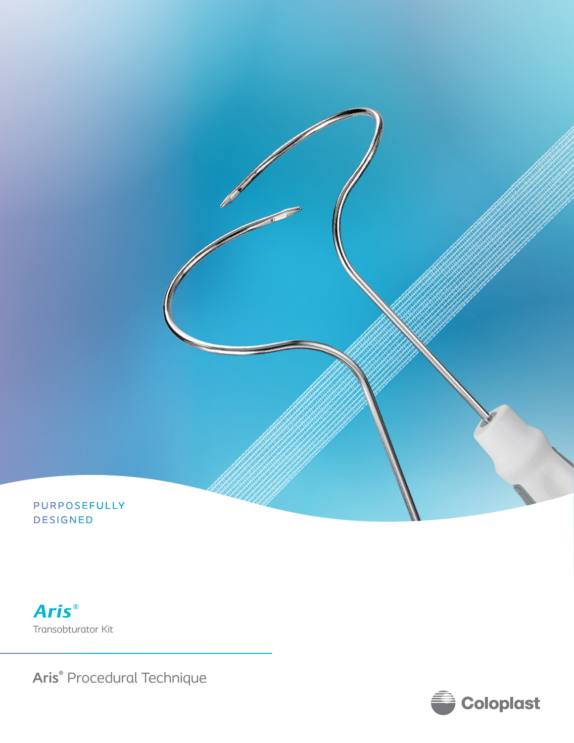PURPOSEFULLY DESIGNED

# Aris®

Transobturator Kit

## Aris® Procedural Technique

Coloplast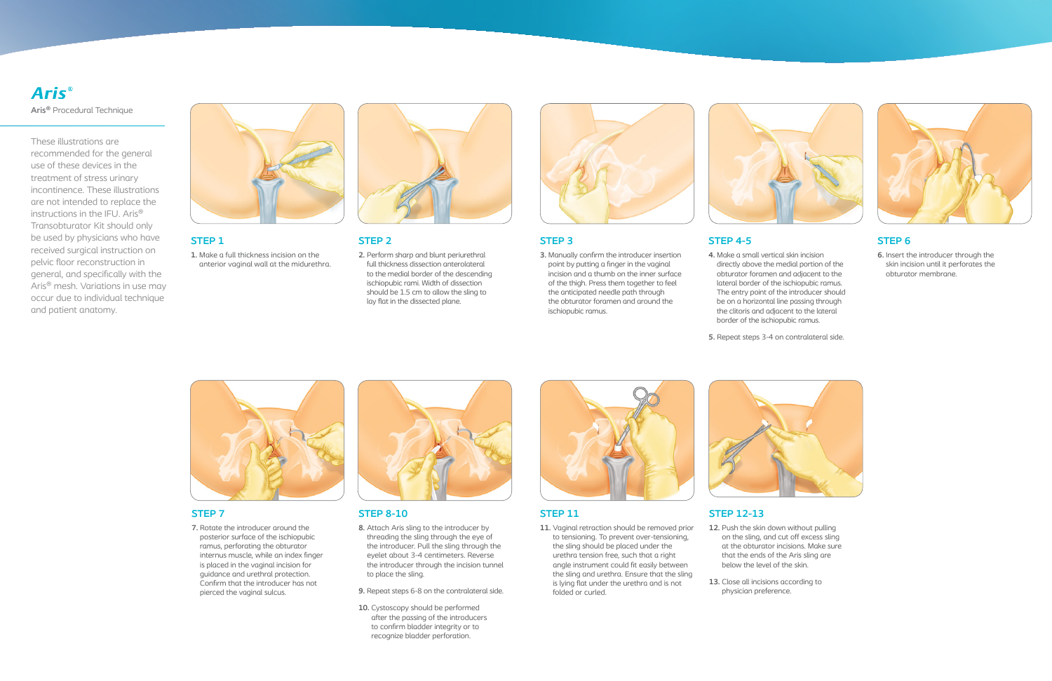# *Aris*®

**Aris®** Procedural Technique

These illustrations are recommended for the general use of these devices in the treatment of stress urinary incontinence. These illustrations are not intended to replace the instructions in the IFU. Aris® Transobturator Kit should only be used by physicians who have received surgical instruction on pelvic floor reconstruction in general, and specifically with the Aris® mesh. Variations in use may occur due to individual technique and patient anatomy.

## STEP 1

1. Make a full thickness incision on the anterior vaginal wall at the midurethra.

## STEP 2

2. Perform sharp and blunt periurethral full thickness dissection anterolateral to the medial border of the descending ischiopubic rami. Width of dissection should be 1.5 cm to allow the sling to lay flat in the dissected plane.

## STEP 3

3. Manually confirm the introducer insertion point by putting a finger in the vaginal incision and a thumb on the inner surface of the thigh. Press them together to feel the anticipated needle path through the obturator foramen and around the ischiopubic ramus.

## STEP 4-5

4. Make a small vertical skin incision directly above the medial portion of the obturator foramen and adjacent to the lateral border of the ischiopubic ramus. The entry point of the introducer should be on a horizontal line passing through the clitoris and adjacent to the lateral border of the ischiopubic ramus.
5. Repeat steps 3-4 on contralateral side.

## STEP 6

6. Insert the introducer through the skin incision until it perforates the obturator membrane.

## STEP 7

7. Rotate the introducer around the posterior surface of the ischiopubic ramus, perforating the obturator internus muscle, while an index finger is placed in the vaginal incision for guidance and urethral protection. Confirm that the introducer has not pierced the vaginal sulcus.

## STEP 8-10

8. Attach Aris sling to the introducer by threading the sling through the eye of the introducer. Pull the sling through the eyelet about 3-4 centimeters. Reverse the introducer through the incision tunnel to place the sling.
9. Repeat steps 6-8 on the contralateral side.
10. Cystoscopy should be performed after the passing of the introducers to confirm bladder integrity or to recognize bladder perforation.

## STEP 11

11. Vaginal retraction should be removed prior to tensioning. To prevent over-tensioning, the sling should be placed under the urethra tension free, such that a right angle instrument could fit easily between the sling and urethra. Ensure that the sling is lying flat under the urethra and is not folded or curled.

## STEP 12-13

12. Push the skin down without pulling on the sling, and cut off excess sling at the obturator incisions. Make sure that the ends of the Aris sling are below the level of the skin.
13. Close all incisions according to physician preference.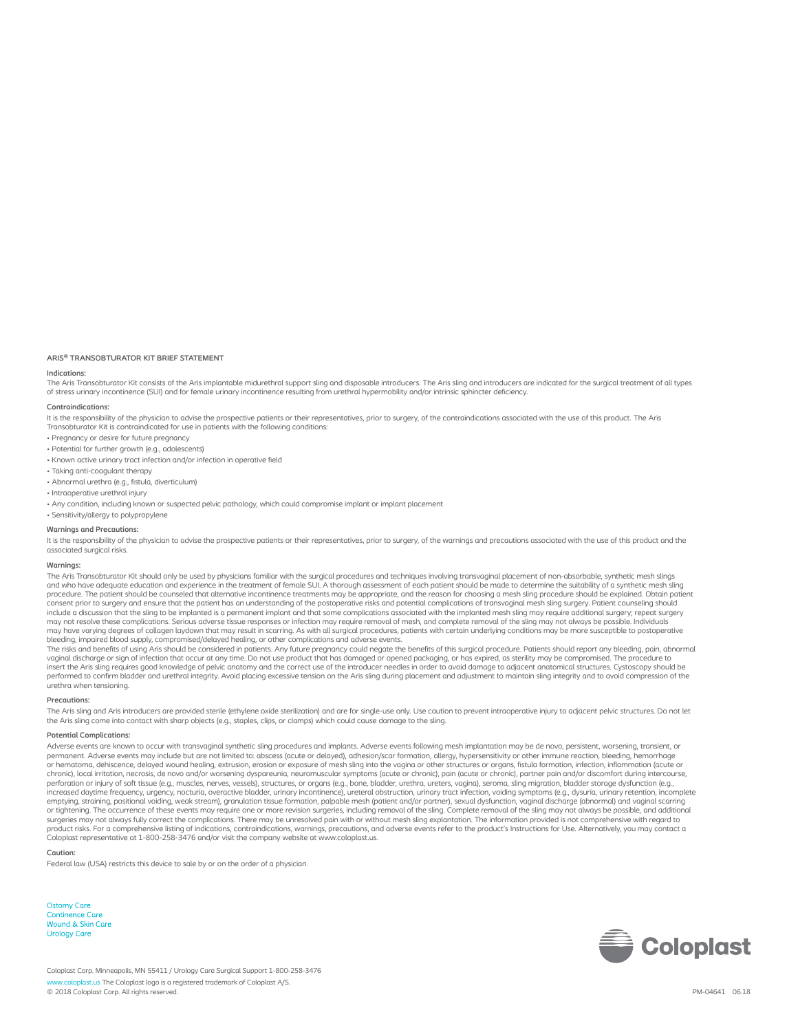## ARIS® TRANSOBTURATOR KIT BRIEF STATEMENT

**Indications:**

The Aris Transobturator Kit consists of the Aris implantable midurethral support sling and disposable introducers. The Aris sling and introducers are indicated for the surgical treatment of all types of stress urinary incontinence (SUI) and for female urinary incontinence resulting from urethral hypermobility and/or intrinsic sphincter deficiency.

**Contraindications:**

It is the responsibility of the physician to advise the prospective patients or their representatives, prior to surgery, of the contraindications associated with the use of this product. The Aris Transobturator Kit is contraindicated for use in patients with the following conditions:

- Pregnancy or desire for future pregnancy
- Potential for further growth (e.g., adolescents)
- Known active urinary tract infection and/or infection in operative field
- Taking anti-coagulant therapy
- Abnormal urethra (e.g., fistula, diverticulum)
- Intraoperative urethral injury
- Any condition, including known or suspected pelvic pathology, which could compromise implant or implant placement
- Sensitivity/allergy to polypropylene

**Warnings and Precautions:**

It is the responsibility of the physician to advise the prospective patients or their representatives, prior to surgery, of the warnings and precautions associated with the use of this product and the associated surgical risks.

**Warnings:**

The Aris Transobturator Kit should only be used by physicians familiar with the surgical procedures and techniques involving transvaginal placement of non-absorbable, synthetic mesh slings and who have adequate education and experience in the treatment of female SUI. A thorough assessment of each patient should be made to determine the suitability of a synthetic mesh sling procedure. The patient should be counseled that alternative incontinence treatments may be appropriate, and the reason for choosing a mesh sling procedure should be explained. Obtain patient consent prior to surgery and ensure that the patient has an understanding of the postoperative risks and potential complications of transvaginal mesh sling surgery. Patient counseling should include a discussion that the sling to be implanted is a permanent implant and that some complications associated with the implanted mesh sling may require additional surgery; repeat surgery may not resolve these complications. Serious adverse tissue responses or infection may require removal of mesh, and complete removal of the sling may not always be possible. Individuals may have varying degrees of collagen laydown that may result in scarring. As with all surgical procedures, patients with certain underlying conditions may be more susceptible to postoperative bleeding, impaired blood supply, compromised/delayed healing, or other complications and adverse events.

The risks and benefits of using Aris should be considered in patients. Any future pregnancy could negate the benefits of this surgical procedure. Patients should report any bleeding, pain, abnormal vaginal discharge or sign of infection that occur at any time. Do not use product that has damaged or opened packaging, or has expired, as sterility may be compromised. The procedure to insert the Aris sling requires good knowledge of pelvic anatomy and the correct use of the introducer needles in order to avoid damage to adjacent anatomical structures. Cystoscopy should be performed to confirm bladder and urethral integrity. Avoid placing excessive tension on the Aris sling during placement and adjustment to maintain sling integrity and to avoid compression of the urethra when tensioning.

**Precautions:**

The Aris sling and Aris introducers are provided sterile (ethylene oxide sterilization) and are for single-use only. Use caution to prevent intraoperative injury to adjacent pelvic structures. Do not let the Aris sling come into contact with sharp objects (e.g., staples, clips, or clamps) which could cause damage to the sling.

**Potential Complications:**

Adverse events are known to occur with transvaginal synthetic sling procedures and implants. Adverse events following mesh implantation may be de novo, persistent, worsening, transient, or permanent. Adverse events may include but are not limited to: abscess (acute or delayed), adhesion/scar formation, allergy, hypersensitivity or other immune reaction, bleeding, hemorrhage or hematoma, dehiscence, delayed wound healing, extrusion, erosion or exposure of mesh sling into the vagina or other structures or organs, fistula formation, infection, inflammation (acute or chronic), local irritation, necrosis, de novo and/or worsening dyspareunia, neuromuscular symptoms (acute or chronic), pain (acute or chronic), partner pain and/or discomfort during intercourse, perforation or injury of soft tissue (e.g., muscles, nerves, vessels), structures, or organs (e.g., bone, bladder, urethra, ureters, vagina), seroma, sling migration, bladder storage dysfunction (e.g., increased daytime frequency, urgency, nocturia, overactive bladder, urinary incontinence), ureteral obstruction, urinary tract infection, voiding symptoms (e.g., dysuria, urinary retention, incomplete emptying, straining, positional voiding, weak stream), granulation tissue formation, palpable mesh (patient and/or partner), sexual dysfunction, vaginal discharge (abnormal) and vaginal scarring or tightening. The occurrence of these events may require one or more revision surgeries, including removal of the sling. Complete removal of the sling may not always be possible, and additional surgeries may not always fully correct the complications. There may be unresolved pain with or without mesh sling explantation. The information provided is not comprehensive with regard to product risks. For a comprehensive listing of indications, contraindications, warnings, precautions, and adverse events refer to the product's Instructions for Use. Alternatively, you may contact a Coloplast representative at 1-800-258-3476 and/or visit the company website at www.coloplast.us.

**Caution:**

Federal law (USA) restricts this device to sale by or on the order of a physician.

Ostomy Care
Continence Care
Wound & Skin Care
Urology Care

Coloplast

Coloplast Corp. Minneapolis, MN 55411 / Urology Care Surgical Support 1-800-258-3476
www.coloplast.us The Coloplast logo is a registered trademark of Coloplast A/S.
© 2018 Coloplast Corp. All rights reserved.

PM-04641 06.18